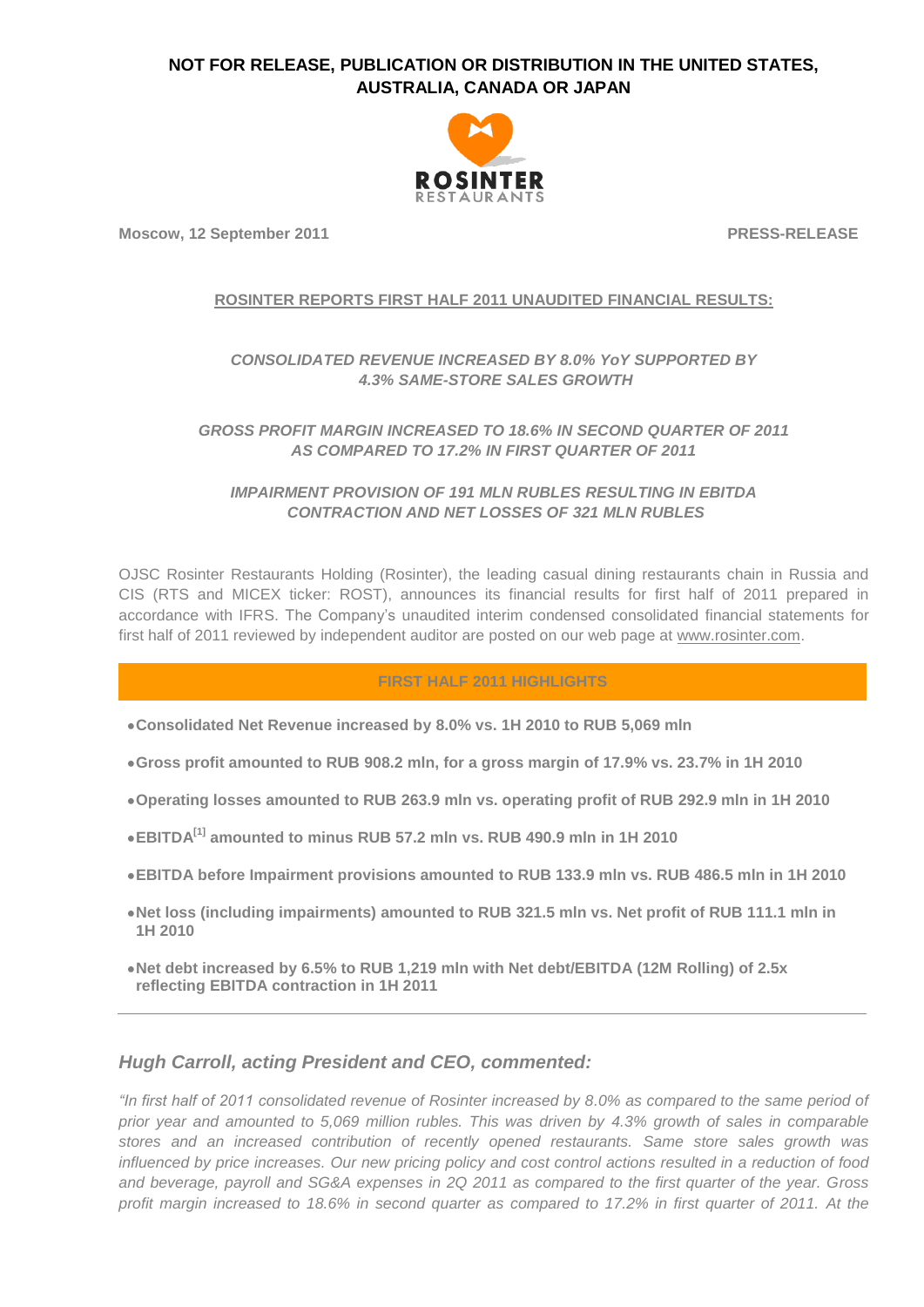**NOT FOR RELEASE, PUBLICATION OR DISTRIBUTION IN THE UNITED STATES, AUSTRALIA, CANADA OR JAPAN**

ROSINTER RESTAURANTS

**Moscow, 12 September 2011** **PRESS-RELEASE**

## ROSINTER REPORTS FIRST HALF 2011 UNAUDITED FINANCIAL RESULTS:

***CONSOLIDATED REVENUE INCREASED BY 8.0% YoY SUPPORTED BY 4.3% SAME-STORE SALES GROWTH***

***GROSS PROFIT MARGIN INCREASED TO 18.6% IN SECOND QUARTER OF 2011 AS COMPARED TO 17.2% IN FIRST QUARTER OF 2011***

***IMPAIRMENT PROVISION OF 191 MLN RUBLES RESULTING IN EBITDA CONTRACTION AND NET LOSSES OF 321 MLN RUBLES***

OJSC Rosinter Restaurants Holding (Rosinter), the leading casual dining restaurants chain in Russia and CIS (RTS and MICEX ticker: ROST), announces its financial results for first half of 2011 prepared in accordance with IFRS. The Company's unaudited interim condensed consolidated financial statements for first half of 2011 reviewed by independent auditor are posted on our web page at www.rosinter.com.

### FIRST HALF 2011 HIGHLIGHTS

- **Consolidated Net Revenue increased by 8.0% vs. 1H 2010 to RUB 5,069 mln**
- **Gross profit amounted to RUB 908.2 mln, for a gross margin of 17.9% vs. 23.7% in 1H 2010**
- **Operating losses amounted to RUB 263.9 mln vs. operating profit of RUB 292.9 mln in 1H 2010**
- **EBITDA[1] amounted to minus RUB 57.2 mln vs. RUB 490.9 mln in 1H 2010**
- **EBITDA before Impairment provisions amounted to RUB 133.9 mln vs. RUB 486.5 mln in 1H 2010**
- **Net loss (including impairments) amounted to RUB 321.5 mln vs. Net profit of RUB 111.1 mln in 1H 2010**
- **Net debt increased by 6.5% to RUB 1,219 mln with Net debt/EBITDA (12M Rolling) of 2.5x reflecting EBITDA contraction in 1H 2011**

---

### *Hugh Carroll, acting President and CEO, commented:*

*"In first half of 2011 consolidated revenue of Rosinter increased by 8.0% as compared to the same period of prior year and amounted to 5,069 million rubles. This was driven by 4.3% growth of sales in comparable stores and an increased contribution of recently opened restaurants. Same store sales growth was influenced by price increases. Our new pricing policy and cost control actions resulted in a reduction of food and beverage, payroll and SG&A expenses in 2Q 2011 as compared to the first quarter of the year. Gross profit margin increased to 18.6% in second quarter as compared to 17.2% in first quarter of 2011. At the*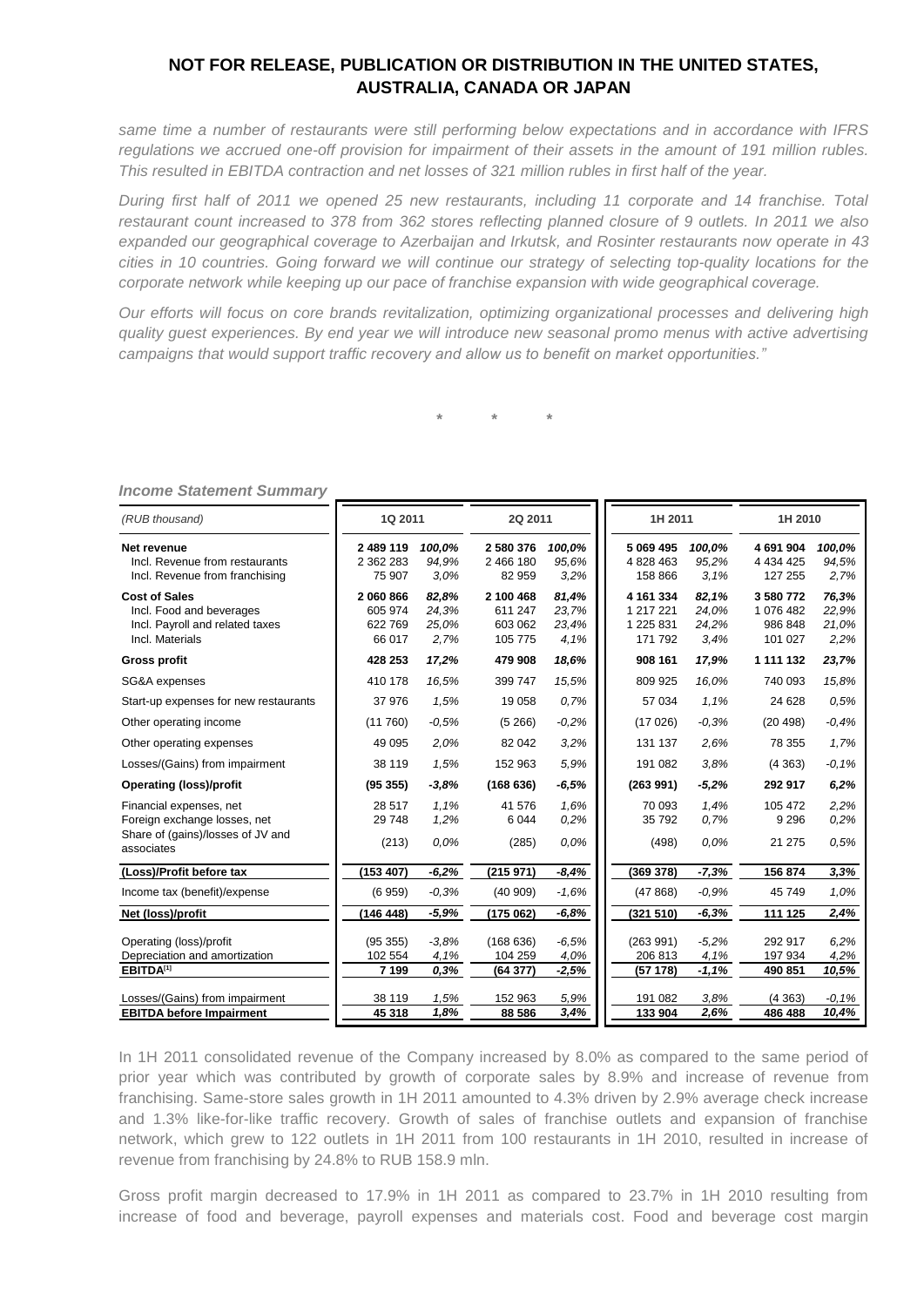**NOT FOR RELEASE, PUBLICATION OR DISTRIBUTION IN THE UNITED STATES, AUSTRALIA, CANADA OR JAPAN**

*same time a number of restaurants were still performing below expectations and in accordance with IFRS regulations we accrued one-off provision for impairment of their assets in the amount of 191 million rubles. This resulted in EBITDA contraction and net losses of 321 million rubles in first half of the year.*

*During first half of 2011 we opened 25 new restaurants, including 11 corporate and 14 franchise. Total restaurant count increased to 378 from 362 stores reflecting planned closure of 9 outlets. In 2011 we also expanded our geographical coverage to Azerbaijan and Irkutsk, and Rosinter restaurants now operate in 43 cities in 10 countries. Going forward we will continue our strategy of selecting top-quality locations for the corporate network while keeping up our pace of franchise expansion with wide geographical coverage.*

*Our efforts will focus on core brands revitalization, optimizing organizational processes and delivering high quality guest experiences. By end year we will introduce new seasonal promo menus with active advertising campaigns that would support traffic recovery and allow us to benefit on market opportunities."*

\* \* \*

***Income Statement Summary***

| *(RUB thousand)* | 1Q 2011 | | 2Q 2011 | | 1H 2011 | | 1H 2010 | |
|---|---|---|---|---|---|---|---|---|
| **Net revenue** | **2 489 119** | *100,0%* | **2 580 376** | *100,0%* | **5 069 495** | *100,0%* | **4 691 904** | *100,0%* |
| Incl. Revenue from restaurants | 2 362 283 | *94,9%* | 2 466 180 | *95,6%* | 4 828 463 | *95,2%* | 4 434 425 | *94,5%* |
| Incl. Revenue from franchising | 75 907 | *3,0%* | 82 959 | *3,2%* | 158 866 | *3,1%* | 127 255 | *2,7%* |
| **Cost of Sales** | **2 060 866** | *82,8%* | **2 100 468** | *81,4%* | **4 161 334** | *82,1%* | **3 580 772** | *76,3%* |
| Incl. Food and beverages | 605 974 | *24,3%* | 611 247 | *23,7%* | 1 217 221 | *24,0%* | 1 076 482 | *22,9%* |
| Incl. Payroll and related taxes | 622 769 | *25,0%* | 603 062 | *23,4%* | 1 225 831 | *24,2%* | 986 848 | *21,0%* |
| Incl. Materials | 66 017 | *2,7%* | 105 775 | *4,1%* | 171 792 | *3,4%* | 101 027 | *2,2%* |
| **Gross profit** | **428 253** | ***17,2%*** | **479 908** | ***18,6%*** | **908 161** | ***17,9%*** | **1 111 132** | ***23,7%*** |
| SG&A expenses | 410 178 | *16,5%* | 399 747 | *15,5%* | 809 925 | *16,0%* | 740 093 | *15,8%* |
| Start-up expenses for new restaurants | 37 976 | *1,5%* | 19 058 | *0,7%* | 57 034 | *1,1%* | 24 628 | *0,5%* |
| Other operating income | (11 760) | *-0,5%* | (5 266) | *-0,2%* | (17 026) | *-0,3%* | (20 498) | *-0,4%* |
| Other operating expenses | 49 095 | *2,0%* | 82 042 | *3,2%* | 131 137 | *2,6%* | 78 355 | *1,7%* |
| Losses/(Gains) from impairment | 38 119 | *1,5%* | 152 963 | *5,9%* | 191 082 | *3,8%* | (4 363) | *-0,1%* |
| **Operating (loss)/profit** | **(95 355)** | ***-3,8%*** | **(168 636)** | ***-6,5%*** | **(263 991)** | ***-5,2%*** | **292 917** | ***6,2%*** |
| Financial expenses, net | 28 517 | *1,1%* | 41 576 | *1,6%* | 70 093 | *1,4%* | 105 472 | *2,2%* |
| Foreign exchange losses, net | 29 748 | *1,2%* | 6 044 | *0,2%* | 35 792 | *0,7%* | 9 296 | *0,2%* |
| Share of (gains)/losses of JV and associates | (213) | *0,0%* | (285) | *0,0%* | (498) | *0,0%* | 21 275 | *0,5%* |
| **(Loss)/Profit before tax** | **(153 407)** | ***-6,2%*** | **(215 971)** | ***-8,4%*** | **(369 378)** | ***-7,3%*** | **156 874** | ***3,3%*** |
| Income tax (benefit)/expense | (6 959) | *-0,3%* | (40 909) | *-1,6%* | (47 868) | *-0,9%* | 45 749 | *1,0%* |
| **Net (loss)/profit** | **(146 448)** | ***-5,9%*** | **(175 062)** | ***-6,8%*** | **(321 510)** | ***-6,3%*** | **111 125** | ***2,4%*** |
| Operating (loss)/profit | (95 355) | *-3,8%* | (168 636) | *-6,5%* | (263 991) | *-5,2%* | 292 917 | *6,2%* |
| Depreciation and amortization | 102 554 | *4,1%* | 104 259 | *4,0%* | 206 813 | *4,1%* | 197 934 | *4,2%* |
| **EBITDA[1]** | **7 199** | ***0,3%*** | **(64 377)** | ***-2,5%*** | **(57 178)** | ***-1,1%*** | **490 851** | ***10,5%*** |
| Losses/(Gains) from impairment | 38 119 | *1,5%* | 152 963 | *5,9%* | 191 082 | *3,8%* | (4 363) | *-0,1%* |
| **EBITDA before Impairment** | **45 318** | ***1,8%*** | **88 586** | ***3,4%*** | **133 904** | ***2,6%*** | **486 488** | ***10,4%*** |

In 1H 2011 consolidated revenue of the Company increased by 8.0% as compared to the same period of prior year which was contributed by growth of corporate sales by 8.9% and increase of revenue from franchising. Same-store sales growth in 1H 2011 amounted to 4.3% driven by 2.9% average check increase and 1.3% like-for-like traffic recovery. Growth of sales of franchise outlets and expansion of franchise network, which grew to 122 outlets in 1H 2011 from 100 restaurants in 1H 2010, resulted in increase of revenue from franchising by 24.8% to RUB 158.9 mln.

Gross profit margin decreased to 17.9% in 1H 2011 as compared to 23.7% in 1H 2010 resulting from increase of food and beverage, payroll expenses and materials cost. Food and beverage cost margin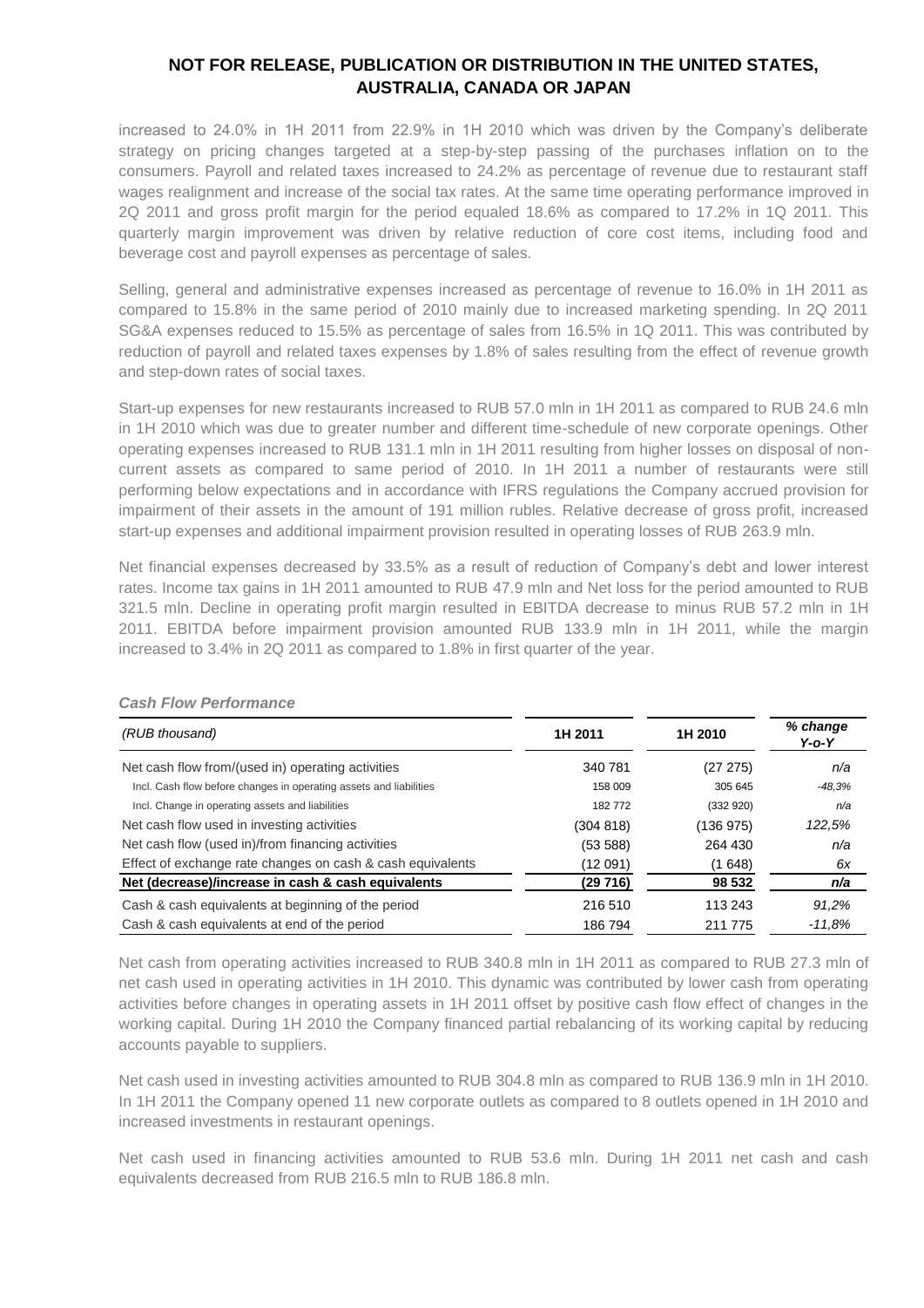increased to 24.0% in 1H 2011 from 22.9% in 1H 2010 which was driven by the Company's deliberate strategy on pricing changes targeted at a step-by-step passing of the purchases inflation on to the consumers. Payroll and related taxes increased to 24.2% as percentage of revenue due to restaurant staff wages realignment and increase of the social tax rates. At the same time operating performance improved in 2Q 2011 and gross profit margin for the period equaled 18.6% as compared to 17.2% in 1Q 2011. This quarterly margin improvement was driven by relative reduction of core cost items, including food and beverage cost and payroll expenses as percentage of sales.

Selling, general and administrative expenses increased as percentage of revenue to 16.0% in 1H 2011 as compared to 15.8% in the same period of 2010 mainly due to increased marketing spending. In 2Q 2011 SG&A expenses reduced to 15.5% as percentage of sales from 16.5% in 1Q 2011. This was contributed by reduction of payroll and related taxes expenses by 1.8% of sales resulting from the effect of revenue growth and step-down rates of social taxes.

Start-up expenses for new restaurants increased to RUB 57.0 mln in 1H 2011 as compared to RUB 24.6 mln in 1H 2010 which was due to greater number and different time-schedule of new corporate openings. Other operating expenses increased to RUB 131.1 mln in 1H 2011 resulting from higher losses on disposal of non-current assets as compared to same period of 2010. In 1H 2011 a number of restaurants were still performing below expectations and in accordance with IFRS regulations the Company accrued provision for impairment of their assets in the amount of 191 million rubles. Relative decrease of gross profit, increased start-up expenses and additional impairment provision resulted in operating losses of RUB 263.9 mln.

Net financial expenses decreased by 33.5% as a result of reduction of Company's debt and lower interest rates. Income tax gains in 1H 2011 amounted to RUB 47.9 mln and Net loss for the period amounted to RUB 321.5 mln. Decline in operating profit margin resulted in EBITDA decrease to minus RUB 57.2 mln in 1H 2011. EBITDA before impairment provision amounted RUB 133.9 mln in 1H 2011, while the margin increased to 3.4% in 2Q 2011 as compared to 1.8% in first quarter of the year.

***Cash Flow Performance***

| *(RUB thousand)* | **1H 2011** | **1H 2010** | ***% change Y-o-Y*** |
|---|---|---|---|
| Net cash flow from/(used in) operating activities | 340 781 | (27 275) | *n/a* |
| Incl. Cash flow before changes in operating assets and liabilities | 158 009 | 305 645 | *-48,3%* |
| Incl. Change in operating assets and liabilities | 182 772 | (332 920) | *n/a* |
| Net cash flow used in investing activities | (304 818) | (136 975) | *122,5%* |
| Net cash flow (used in)/from financing activities | (53 588) | 264 430 | *n/a* |
| Effect of exchange rate changes on cash & cash equivalents | (12 091) | (1 648) | *6x* |
| **Net (decrease)/increase in cash & cash equivalents** | **(29 716)** | **98 532** | ***n/a*** |
| Cash & cash equivalents at beginning of the period | 216 510 | 113 243 | *91,2%* |
| Cash & cash equivalents at end of the period | 186 794 | 211 775 | *-11,8%* |

Net cash from operating activities increased to RUB 340.8 mln in 1H 2011 as compared to RUB 27.3 mln of net cash used in operating activities in 1H 2010. This dynamic was contributed by lower cash from operating activities before changes in operating assets in 1H 2011 offset by positive cash flow effect of changes in the working capital. During 1H 2010 the Company financed partial rebalancing of its working capital by reducing accounts payable to suppliers.

Net cash used in investing activities amounted to RUB 304.8 mln as compared to RUB 136.9 mln in 1H 2010. In 1H 2011 the Company opened 11 new corporate outlets as compared to 8 outlets opened in 1H 2010 and increased investments in restaurant openings.

Net cash used in financing activities amounted to RUB 53.6 mln. During 1H 2011 net cash and cash equivalents decreased from RUB 216.5 mln to RUB 186.8 mln.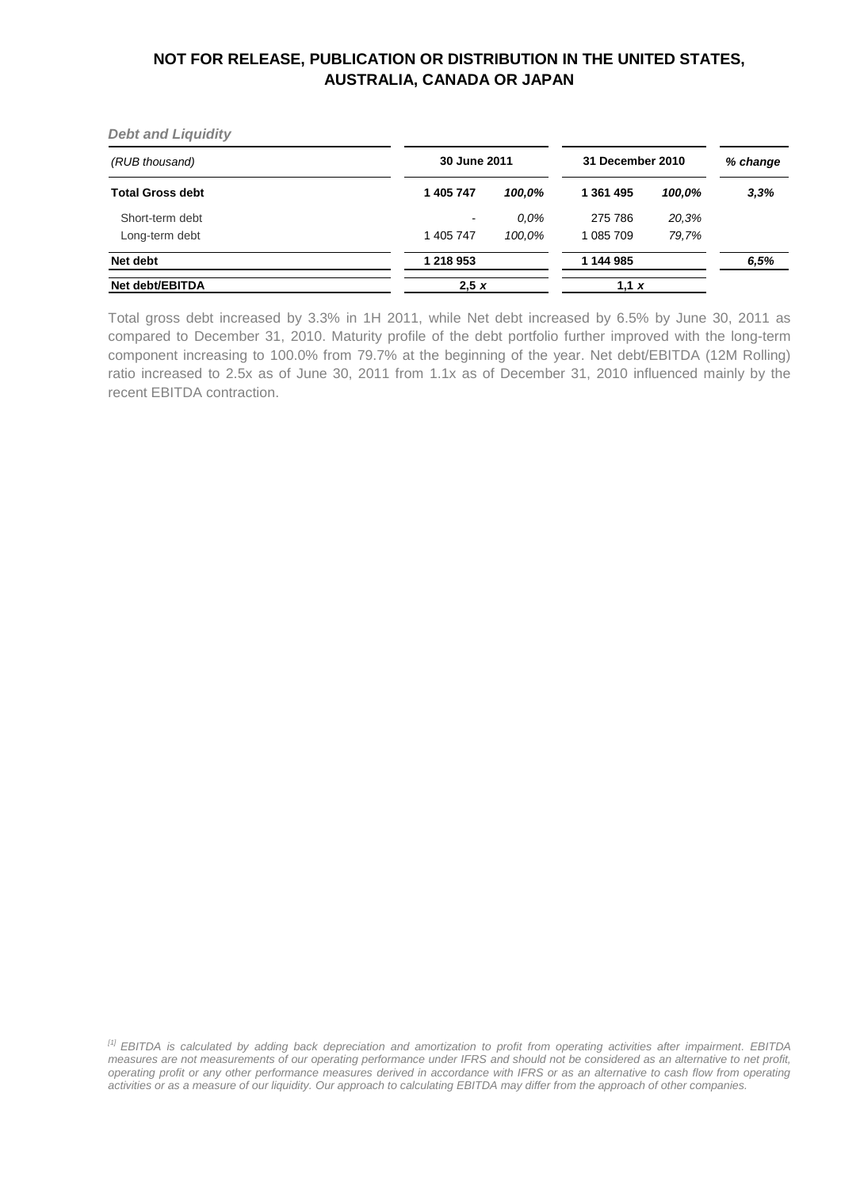**NOT FOR RELEASE, PUBLICATION OR DISTRIBUTION IN THE UNITED STATES, AUSTRALIA, CANADA OR JAPAN**

***Debt and Liquidity***

| *(RUB thousand)* | 30 June 2011 | | 31 December 2010 | | *% change* |
|---|---|---|---|---|---|
| **Total Gross debt** | **1 405 747** | ***100,0%*** | **1 361 495** | ***100,0%*** | ***3,3%*** |
| Short-term debt | - | *0,0%* | 275 786 | *20,3%* | |
| Long-term debt | 1 405 747 | *100,0%* | 1 085 709 | *79,7%* | |
| **Net debt** | **1 218 953** | | **1 144 985** | | ***6,5%*** |
| **Net debt/EBITDA** | **2,5 *x*** | | **1,1 *x*** | | |

Total gross debt increased by 3.3% in 1H 2011, while Net debt increased by 6.5% by June 30, 2011 as compared to December 31, 2010. Maturity profile of the debt portfolio further improved with the long-term component increasing to 100.0% from 79.7% at the beginning of the year. Net debt/EBITDA (12M Rolling) ratio increased to 2.5x as of June 30, 2011 from 1.1x as of December 31, 2010 influenced mainly by the recent EBITDA contraction.

*[1] EBITDA is calculated by adding back depreciation and amortization to profit from operating activities after impairment. EBITDA measures are not measurements of our operating performance under IFRS and should not be considered as an alternative to net profit, operating profit or any other performance measures derived in accordance with IFRS or as an alternative to cash flow from operating activities or as a measure of our liquidity. Our approach to calculating EBITDA may differ from the approach of other companies.*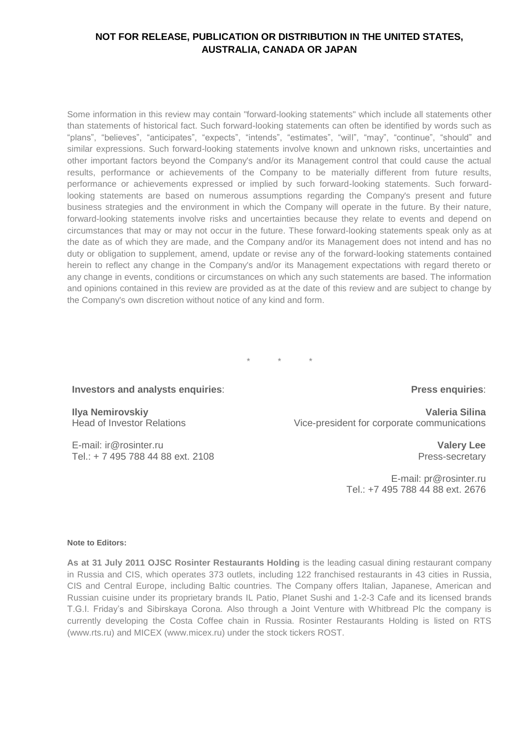**NOT FOR RELEASE, PUBLICATION OR DISTRIBUTION IN THE UNITED STATES, AUSTRALIA, CANADA OR JAPAN**

Some information in this review may contain "forward-looking statements" which include all statements other than statements of historical fact. Such forward-looking statements can often be identified by words such as "plans", "believes", "anticipates", "expects", "intends", "estimates", "will", "may", "continue", "should" and similar expressions. Such forward-looking statements involve known and unknown risks, uncertainties and other important factors beyond the Company's and/or its Management control that could cause the actual results, performance or achievements of the Company to be materially different from future results, performance or achievements expressed or implied by such forward-looking statements. Such forward-looking statements are based on numerous assumptions regarding the Company's present and future business strategies and the environment in which the Company will operate in the future. By their nature, forward-looking statements involve risks and uncertainties because they relate to events and depend on circumstances that may or may not occur in the future. These forward-looking statements speak only as at the date as of which they are made, and the Company and/or its Management does not intend and has no duty or obligation to supplement, amend, update or revise any of the forward-looking statements contained herein to reflect any change in the Company's and/or its Management expectations with regard thereto or any change in events, conditions or circumstances on which any such statements are based. The information and opinions contained in this review are provided as at the date of this review and are subject to change by the Company's own discretion without notice of any kind and form.

\* \* \*

**Investors and analysts enquiries**:

**Ilya Nemirovskiy**
Head of Investor Relations

E-mail: ir@rosinter.ru
Tel.: + 7 495 788 44 88 ext. 2108

**Press enquiries**:

**Valeria Silina**
Vice-president for corporate communications

**Valery Lee**
Press-secretary

E-mail: pr@rosinter.ru
Tel.: +7 495 788 44 88 ext. 2676

**Note to Editors:**

**As at 31 July 2011 OJSC Rosinter Restaurants Holding** is the leading casual dining restaurant company in Russia and CIS, which operates 373 outlets, including 122 franchised restaurants in 43 cities in Russia, CIS and Central Europe, including Baltic countries. The Company offers Italian, Japanese, American and Russian cuisine under its proprietary brands IL Patio, Planet Sushi and 1-2-3 Cafe and its licensed brands T.G.I. Friday's and Sibirskaya Corona. Also through a Joint Venture with Whitbread Plc the company is currently developing the Costa Coffee chain in Russia. Rosinter Restaurants Holding is listed on RTS (www.rts.ru) and MICEX (www.micex.ru) under the stock tickers ROST.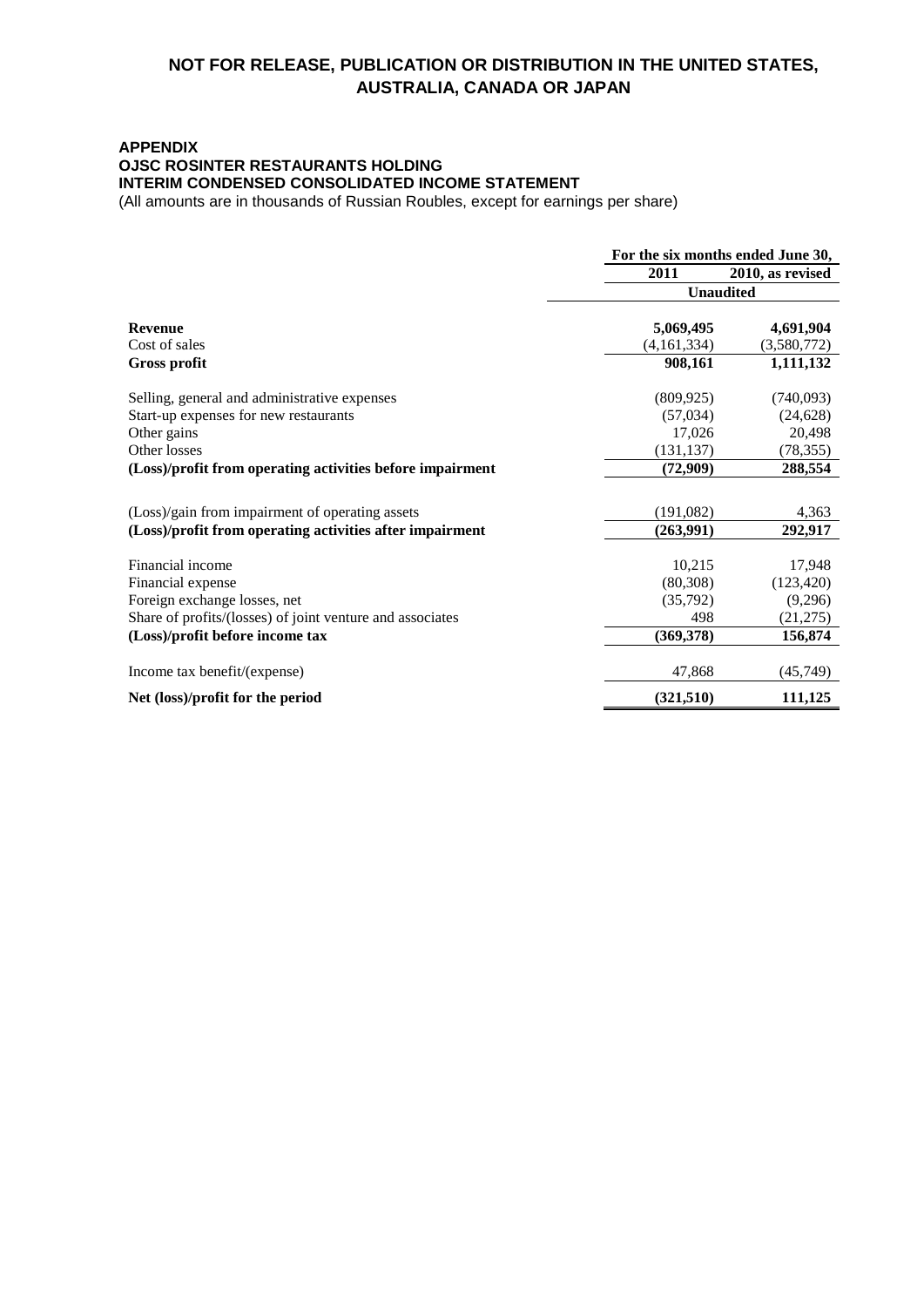**NOT FOR RELEASE, PUBLICATION OR DISTRIBUTION IN THE UNITED STATES, AUSTRALIA, CANADA OR JAPAN**

**APPENDIX**
**OJSC ROSINTER RESTAURANTS HOLDING**
**INTERIM CONDENSED CONSOLIDATED INCOME STATEMENT**
(All amounts are in thousands of Russian Roubles, except for earnings per share)

| | For the six months ended June 30, | |
|---|---|---|
| | 2011 | 2010, as revised |
| | Unaudited | |
| **Revenue** | **5,069,495** | **4,691,904** |
| Cost of sales | (4,161,334) | (3,580,772) |
| **Gross profit** | **908,161** | **1,111,132** |
| Selling, general and administrative expenses | (809,925) | (740,093) |
| Start-up expenses for new restaurants | (57,034) | (24,628) |
| Other gains | 17,026 | 20,498 |
| Other losses | (131,137) | (78,355) |
| **(Loss)/profit from operating activities before impairment** | **(72,909)** | **288,554** |
| (Loss)/gain from impairment of operating assets | (191,082) | 4,363 |
| **(Loss)/profit from operating activities after impairment** | **(263,991)** | **292,917** |
| Financial income | 10,215 | 17,948 |
| Financial expense | (80,308) | (123,420) |
| Foreign exchange losses, net | (35,792) | (9,296) |
| Share of profits/(losses) of joint venture and associates | 498 | (21,275) |
| **(Loss)/profit before income tax** | **(369,378)** | **156,874** |
| Income tax benefit/(expense) | 47,868 | (45,749) |
| **Net (loss)/profit for the period** | **(321,510)** | **111,125** |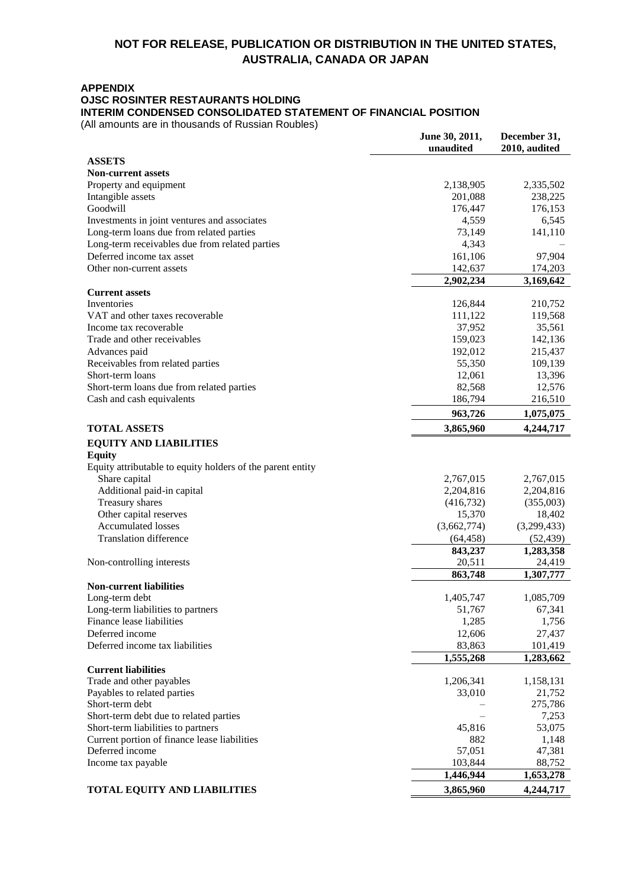**NOT FOR RELEASE, PUBLICATION OR DISTRIBUTION IN THE UNITED STATES, AUSTRALIA, CANADA OR JAPAN**

**APPENDIX**

**OJSC ROSINTER RESTAURANTS HOLDING**

**INTERIM CONDENSED CONSOLIDATED STATEMENT OF FINANCIAL POSITION**

(All amounts are in thousands of Russian Roubles)

| | June 30, 2011, unaudited | December 31, 2010, audited |
|---|---|---|
| **ASSETS** | | |
| **Non-current assets** | | |
| Property and equipment | 2,138,905 | 2,335,502 |
| Intangible assets | 201,088 | 238,225 |
| Goodwill | 176,447 | 176,153 |
| Investments in joint ventures and associates | 4,559 | 6,545 |
| Long-term loans due from related parties | 73,149 | 141,110 |
| Long-term receivables due from related parties | 4,343 | – |
| Deferred income tax asset | 161,106 | 97,904 |
| Other non-current assets | 142,637 | 174,203 |
| | **2,902,234** | **3,169,642** |
| **Current assets** | | |
| Inventories | 126,844 | 210,752 |
| VAT and other taxes recoverable | 111,122 | 119,568 |
| Income tax recoverable | 37,952 | 35,561 |
| Trade and other receivables | 159,023 | 142,136 |
| Advances paid | 192,012 | 215,437 |
| Receivables from related parties | 55,350 | 109,139 |
| Short-term loans | 12,061 | 13,396 |
| Short-term loans due from related parties | 82,568 | 12,576 |
| Cash and cash equivalents | 186,794 | 216,510 |
| | **963,726** | **1,075,075** |
| **TOTAL ASSETS** | **3,865,960** | **4,244,717** |
| **EQUITY AND LIABILITIES** | | |
| **Equity** | | |
| Equity attributable to equity holders of the parent entity | | |
| Share capital | 2,767,015 | 2,767,015 |
| Additional paid-in capital | 2,204,816 | 2,204,816 |
| Treasury shares | (416,732) | (355,003) |
| Other capital reserves | 15,370 | 18,402 |
| Accumulated losses | (3,662,774) | (3,299,433) |
| Translation difference | (64,458) | (52,439) |
| | **843,237** | **1,283,358** |
| Non-controlling interests | 20,511 | 24,419 |
| | **863,748** | **1,307,777** |
| **Non-current liabilities** | | |
| Long-term debt | 1,405,747 | 1,085,709 |
| Long-term liabilities to partners | 51,767 | 67,341 |
| Finance lease liabilities | 1,285 | 1,756 |
| Deferred income | 12,606 | 27,437 |
| Deferred income tax liabilities | 83,863 | 101,419 |
| | **1,555,268** | **1,283,662** |
| **Current liabilities** | | |
| Trade and other payables | 1,206,341 | 1,158,131 |
| Payables to related parties | 33,010 | 21,752 |
| Short-term debt | – | 275,786 |
| Short-term debt due to related parties | – | 7,253 |
| Short-term liabilities to partners | 45,816 | 53,075 |
| Current portion of finance lease liabilities | 882 | 1,148 |
| Deferred income | 57,051 | 47,381 |
| Income tax payable | 103,844 | 88,752 |
| | **1,446,944** | **1,653,278** |
| **TOTAL EQUITY AND LIABILITIES** | **3,865,960** | **4,244,717** |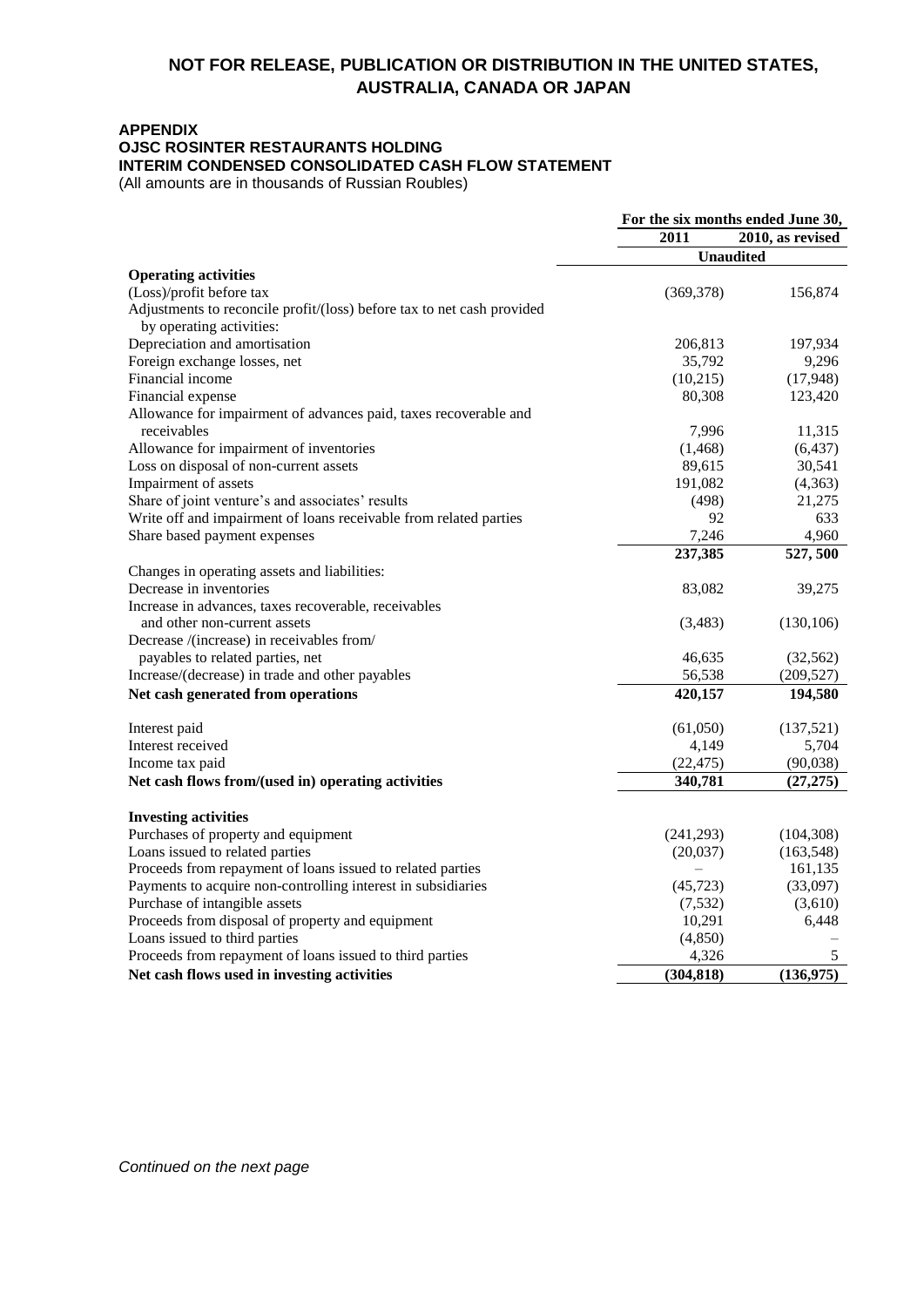**NOT FOR RELEASE, PUBLICATION OR DISTRIBUTION IN THE UNITED STATES, AUSTRALIA, CANADA OR JAPAN**

**APPENDIX**
**OJSC ROSINTER RESTAURANTS HOLDING**
**INTERIM CONDENSED CONSOLIDATED CASH FLOW STATEMENT**
(All amounts are in thousands of Russian Roubles)

| | For the six months ended June 30, | |
|---|---|---|
| | 2011 | 2010, as revised |
| | Unaudited | |
| **Operating activities** | | |
| (Loss)/profit before tax | (369,378) | 156,874 |
| Adjustments to reconcile profit/(loss) before tax to net cash provided by operating activities: | | |
| Depreciation and amortisation | 206,813 | 197,934 |
| Foreign exchange losses, net | 35,792 | 9,296 |
| Financial income | (10,215) | (17,948) |
| Financial expense | 80,308 | 123,420 |
| Allowance for impairment of advances paid, taxes recoverable and receivables | 7,996 | 11,315 |
| Allowance for impairment of inventories | (1,468) | (6,437) |
| Loss on disposal of non-current assets | 89,615 | 30,541 |
| Impairment of assets | 191,082 | (4,363) |
| Share of joint venture's and associates' results | (498) | 21,275 |
| Write off and impairment of loans receivable from related parties | 92 | 633 |
| Share based payment expenses | 7,246 | 4,960 |
| | **237,385** | **527, 500** |
| Changes in operating assets and liabilities: | | |
| Decrease in inventories | 83,082 | 39,275 |
| Increase in advances, taxes recoverable, receivables and other non-current assets | (3,483) | (130,106) |
| Decrease /(increase) in receivables from/ payables to related parties, net | 46,635 | (32,562) |
| Increase/(decrease) in trade and other payables | 56,538 | (209,527) |
| **Net cash generated from operations** | **420,157** | **194,580** |
| Interest paid | (61,050) | (137,521) |
| Interest received | 4,149 | 5,704 |
| Income tax paid | (22,475) | (90,038) |
| **Net cash flows from/(used in) operating activities** | **340,781** | **(27,275)** |
| **Investing activities** | | |
| Purchases of property and equipment | (241,293) | (104,308) |
| Loans issued to related parties | (20,037) | (163,548) |
| Proceeds from repayment of loans issued to related parties | – | 161,135 |
| Payments to acquire non-controlling interest in subsidiaries | (45,723) | (33,097) |
| Purchase of intangible assets | (7,532) | (3,610) |
| Proceeds from disposal of property and equipment | 10,291 | 6,448 |
| Loans issued to third parties | (4,850) | – |
| Proceeds from repayment of loans issued to third parties | 4,326 | 5 |
| **Net cash flows used in investing activities** | **(304,818)** | **(136,975)** |

*Continued on the next page*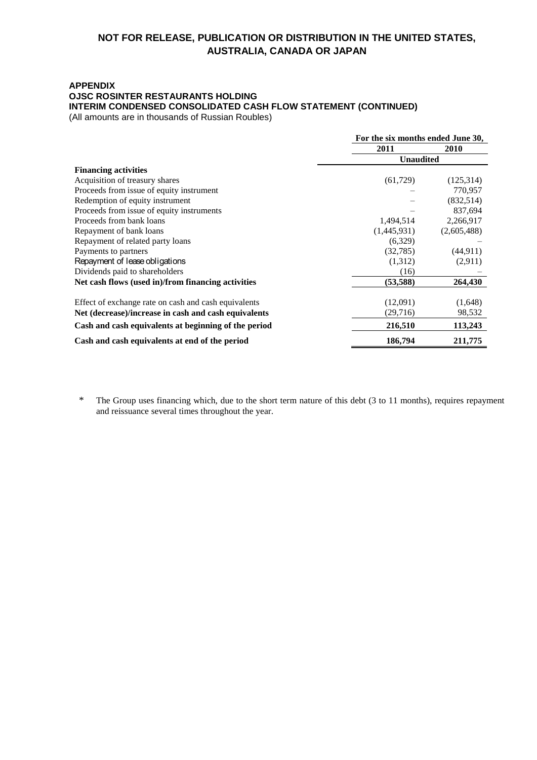**NOT FOR RELEASE, PUBLICATION OR DISTRIBUTION IN THE UNITED STATES, AUSTRALIA, CANADA OR JAPAN**

**APPENDIX**
**OJSC ROSINTER RESTAURANTS HOLDING**
**INTERIM CONDENSED CONSOLIDATED CASH FLOW STATEMENT (CONTINUED)**
(All amounts are in thousands of Russian Roubles)

| | For the six months ended June 30, | |
|---|---|---|
| | 2011 | 2010 |
| | Unaudited | |
| **Financing activities** | | |
| Acquisition of treasury shares | (61,729) | (125,314) |
| Proceeds from issue of equity instrument | – | 770,957 |
| Redemption of equity instrument | – | (832,514) |
| Proceeds from issue of equity instruments | – | 837,694 |
| Proceeds from bank loans | 1,494,514 | 2,266,917 |
| Repayment of bank loans | (1,445,931) | (2,605,488) |
| Repayment of related party loans | (6,329) | – |
| Payments to partners | (32,785) | (44,911) |
| Repayment of lease obligations | (1,312) | (2,911) |
| Dividends paid to shareholders | (16) | – |
| **Net cash flows (used in)/from financing activities** | **(53,588)** | **264,430** |
| Effect of exchange rate on cash and cash equivalents | (12,091) | (1,648) |
| **Net (decrease)/increase in cash and cash equivalents** | (29,716) | 98,532 |
| **Cash and cash equivalents at beginning of the period** | **216,510** | **113,243** |
| **Cash and cash equivalents at end of the period** | **186,794** | **211,775** |

\* The Group uses financing which, due to the short term nature of this debt (3 to 11 months), requires repayment and reissuance several times throughout the year.